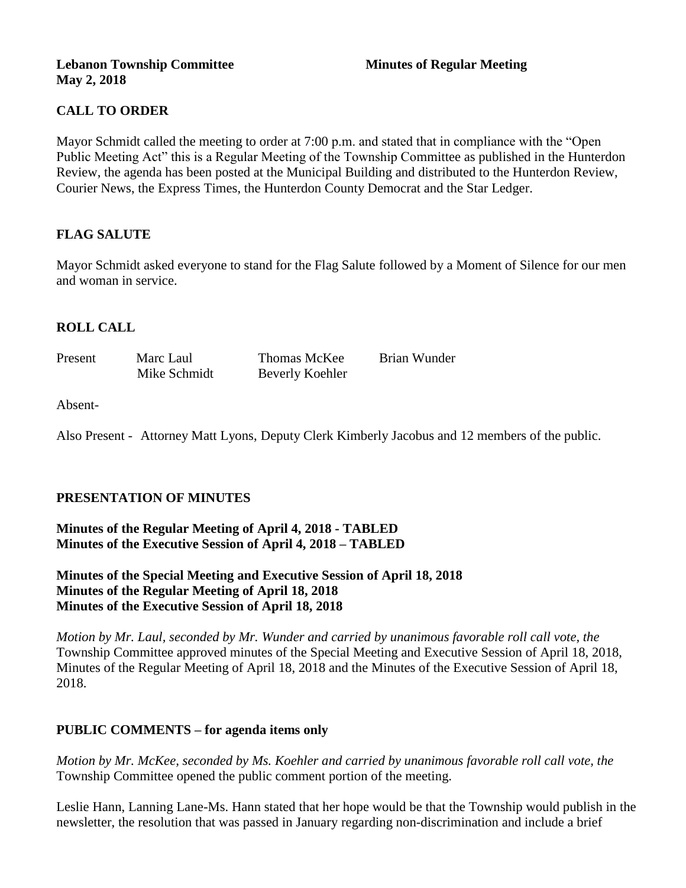**Lebanon Township Committee** **Minutes of Regular Meeting**
**May 2, 2018**

## CALL TO ORDER

Mayor Schmidt called the meeting to order at 7:00 p.m. and stated that in compliance with the "Open Public Meeting Act" this is a Regular Meeting of the Township Committee as published in the Hunterdon Review, the agenda has been posted at the Municipal Building and distributed to the Hunterdon Review, Courier News, the Express Times, the Hunterdon County Democrat and the Star Ledger.

## FLAG SALUTE

Mayor Schmidt asked everyone to stand for the Flag Salute followed by a Moment of Silence for our men and woman in service.

## ROLL CALL

| Present | Marc Laul | Thomas McKee | Brian Wunder |
|---|---|---|---|
| | Mike Schmidt | Beverly Koehler | |

Absent-

Also Present - Attorney Matt Lyons, Deputy Clerk Kimberly Jacobus and 12 members of the public.

## PRESENTATION OF MINUTES

**Minutes of the Regular Meeting of April 4, 2018 - TABLED**
**Minutes of the Executive Session of April 4, 2018 – TABLED**

**Minutes of the Special Meeting and Executive Session of April 18, 2018**
**Minutes of the Regular Meeting of April 18, 2018**
**Minutes of the Executive Session of April 18, 2018**

*Motion by Mr. Laul, seconded by Mr. Wunder and carried by unanimous favorable roll call vote, the* Township Committee approved minutes of the Special Meeting and Executive Session of April 18, 2018, Minutes of the Regular Meeting of April 18, 2018 and the Minutes of the Executive Session of April 18, 2018.

## PUBLIC COMMENTS – for agenda items only

*Motion by Mr. McKee, seconded by Ms. Koehler and carried by unanimous favorable roll call vote, the* Township Committee opened the public comment portion of the meeting.

Leslie Hann, Lanning Lane-Ms. Hann stated that her hope would be that the Township would publish in the newsletter, the resolution that was passed in January regarding non-discrimination and include a brief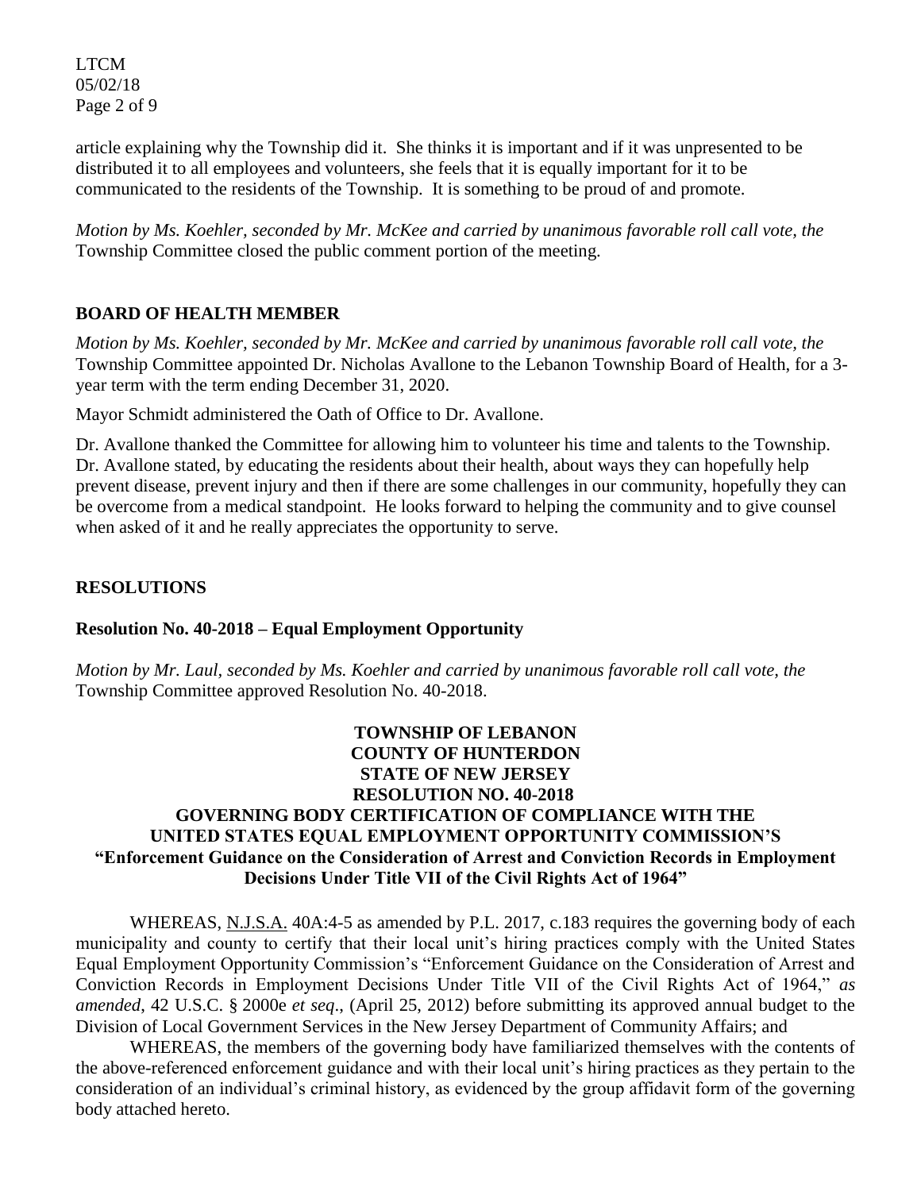article explaining why the Township did it. She thinks it is important and if it was unpresented to be distributed it to all employees and volunteers, she feels that it is equally important for it to be communicated to the residents of the Township. It is something to be proud of and promote.

*Motion by Ms. Koehler, seconded by Mr. McKee and carried by unanimous favorable roll call vote, the* Township Committee closed the public comment portion of the meeting.

## BOARD OF HEALTH MEMBER

*Motion by Ms. Koehler, seconded by Mr. McKee and carried by unanimous favorable roll call vote, the* Township Committee appointed Dr. Nicholas Avallone to the Lebanon Township Board of Health, for a 3-year term with the term ending December 31, 2020.

Mayor Schmidt administered the Oath of Office to Dr. Avallone.

Dr. Avallone thanked the Committee for allowing him to volunteer his time and talents to the Township. Dr. Avallone stated, by educating the residents about their health, about ways they can hopefully help prevent disease, prevent injury and then if there are some challenges in our community, hopefully they can be overcome from a medical standpoint. He looks forward to helping the community and to give counsel when asked of it and he really appreciates the opportunity to serve.

## RESOLUTIONS

### Resolution No. 40-2018 – Equal Employment Opportunity

*Motion by Mr. Laul, seconded by Ms. Koehler and carried by unanimous favorable roll call vote, the* Township Committee approved Resolution No. 40-2018.

**TOWNSHIP OF LEBANON**
**COUNTY OF HUNTERDON**
**STATE OF NEW JERSEY**
**RESOLUTION NO. 40-2018**
**GOVERNING BODY CERTIFICATION OF COMPLIANCE WITH THE UNITED STATES EQUAL EMPLOYMENT OPPORTUNITY COMMISSION'S "Enforcement Guidance on the Consideration of Arrest and Conviction Records in Employment Decisions Under Title VII of the Civil Rights Act of 1964"**

WHEREAS, N.J.S.A. 40A:4-5 as amended by P.L. 2017, c.183 requires the governing body of each municipality and county to certify that their local unit's hiring practices comply with the United States Equal Employment Opportunity Commission's "Enforcement Guidance on the Consideration of Arrest and Conviction Records in Employment Decisions Under Title VII of the Civil Rights Act of 1964," *as amended*, 42 U.S.C. § 2000e *et seq*., (April 25, 2012) before submitting its approved annual budget to the Division of Local Government Services in the New Jersey Department of Community Affairs; and

WHEREAS, the members of the governing body have familiarized themselves with the contents of the above-referenced enforcement guidance and with their local unit's hiring practices as they pertain to the consideration of an individual's criminal history, as evidenced by the group affidavit form of the governing body attached hereto.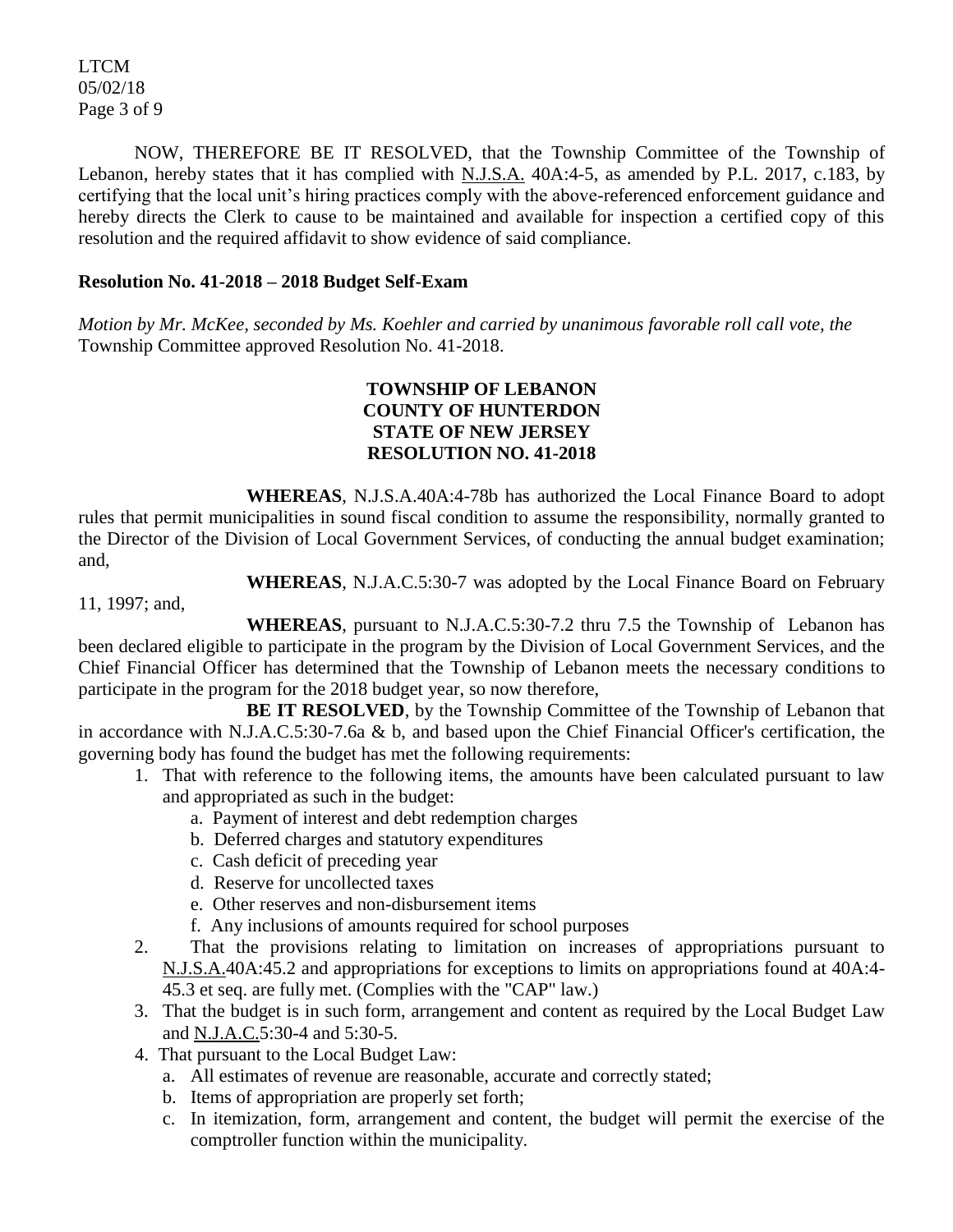NOW, THEREFORE BE IT RESOLVED, that the Township Committee of the Township of Lebanon, hereby states that it has complied with N.J.S.A. 40A:4-5, as amended by P.L. 2017, c.183, by certifying that the local unit's hiring practices comply with the above-referenced enforcement guidance and hereby directs the Clerk to cause to be maintained and available for inspection a certified copy of this resolution and the required affidavit to show evidence of said compliance.

**Resolution No. 41-2018 – 2018 Budget Self-Exam**

*Motion by Mr. McKee, seconded by Ms. Koehler and carried by unanimous favorable roll call vote, the* Township Committee approved Resolution No. 41-2018.

**TOWNSHIP OF LEBANON**
**COUNTY OF HUNTERDON**
**STATE OF NEW JERSEY**
**RESOLUTION NO. 41-2018**

**WHEREAS**, N.J.S.A.40A:4-78b has authorized the Local Finance Board to adopt rules that permit municipalities in sound fiscal condition to assume the responsibility, normally granted to the Director of the Division of Local Government Services, of conducting the annual budget examination; and,

**WHEREAS**, N.J.A.C.5:30-7 was adopted by the Local Finance Board on February 11, 1997; and,

**WHEREAS**, pursuant to N.J.A.C.5:30-7.2 thru 7.5 the Township of Lebanon has been declared eligible to participate in the program by the Division of Local Government Services, and the Chief Financial Officer has determined that the Township of Lebanon meets the necessary conditions to participate in the program for the 2018 budget year, so now therefore,

**BE IT RESOLVED**, by the Township Committee of the Township of Lebanon that in accordance with N.J.A.C.5:30-7.6a & b, and based upon the Chief Financial Officer's certification, the governing body has found the budget has met the following requirements:

1. That with reference to the following items, the amounts have been calculated pursuant to law and appropriated as such in the budget:
   a. Payment of interest and debt redemption charges
   b. Deferred charges and statutory expenditures
   c. Cash deficit of preceding year
   d. Reserve for uncollected taxes
   e. Other reserves and non-disbursement items
   f. Any inclusions of amounts required for school purposes
2. That the provisions relating to limitation on increases of appropriations pursuant to N.J.S.A.40A:45.2 and appropriations for exceptions to limits on appropriations found at 40A:4-45.3 et seq. are fully met. (Complies with the "CAP" law.)
3. That the budget is in such form, arrangement and content as required by the Local Budget Law and N.J.A.C.5:30-4 and 5:30-5.
4. That pursuant to the Local Budget Law:
   a. All estimates of revenue are reasonable, accurate and correctly stated;
   b. Items of appropriation are properly set forth;
   c. In itemization, form, arrangement and content, the budget will permit the exercise of the comptroller function within the municipality.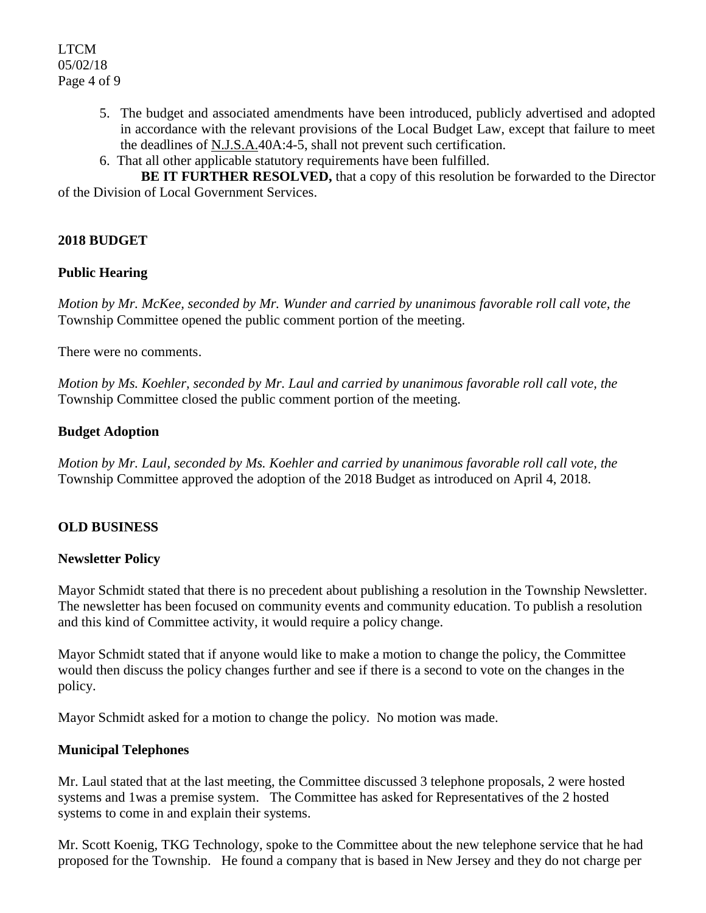5. The budget and associated amendments have been introduced, publicly advertised and adopted in accordance with the relevant provisions of the Local Budget Law, except that failure to meet the deadlines of N.J.S.A.40A:4-5, shall not prevent such certification.
6. That all other applicable statutory requirements have been fulfilled.

**BE IT FURTHER RESOLVED,** that a copy of this resolution be forwarded to the Director of the Division of Local Government Services.

## 2018 BUDGET

### Public Hearing

*Motion by Mr. McKee, seconded by Mr. Wunder and carried by unanimous favorable roll call vote, the* Township Committee opened the public comment portion of the meeting.

There were no comments.

*Motion by Ms. Koehler, seconded by Mr. Laul and carried by unanimous favorable roll call vote, the* Township Committee closed the public comment portion of the meeting.

### Budget Adoption

*Motion by Mr. Laul, seconded by Ms. Koehler and carried by unanimous favorable roll call vote, the* Township Committee approved the adoption of the 2018 Budget as introduced on April 4, 2018.

## OLD BUSINESS

### Newsletter Policy

Mayor Schmidt stated that there is no precedent about publishing a resolution in the Township Newsletter. The newsletter has been focused on community events and community education. To publish a resolution and this kind of Committee activity, it would require a policy change.

Mayor Schmidt stated that if anyone would like to make a motion to change the policy, the Committee would then discuss the policy changes further and see if there is a second to vote on the changes in the policy.

Mayor Schmidt asked for a motion to change the policy. No motion was made.

### Municipal Telephones

Mr. Laul stated that at the last meeting, the Committee discussed 3 telephone proposals, 2 were hosted systems and 1was a premise system. The Committee has asked for Representatives of the 2 hosted systems to come in and explain their systems.

Mr. Scott Koenig, TKG Technology, spoke to the Committee about the new telephone service that he had proposed for the Township. He found a company that is based in New Jersey and they do not charge per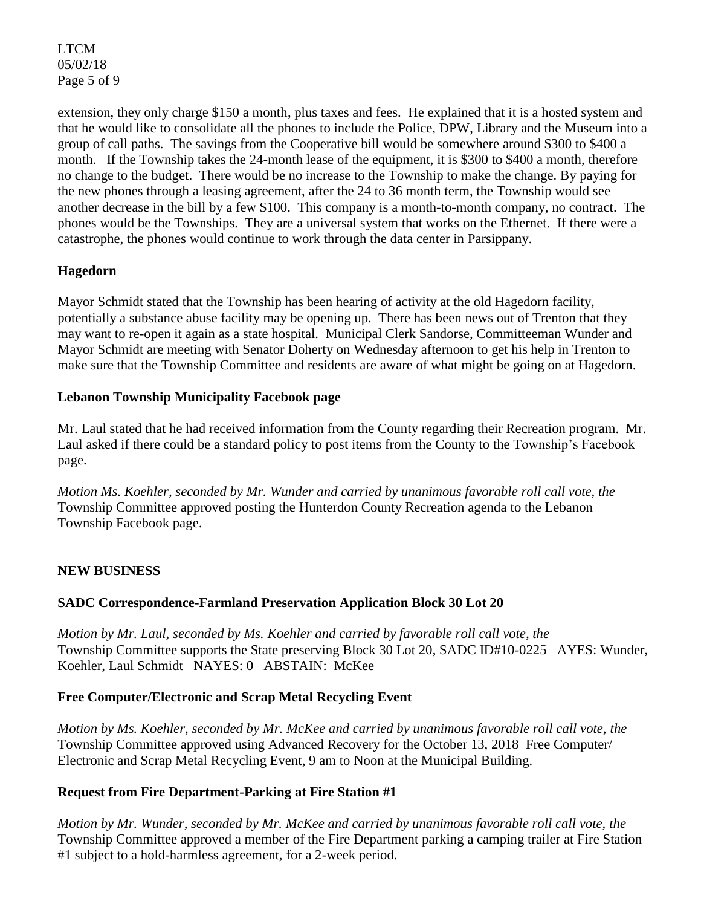extension, they only charge $150 a month, plus taxes and fees. He explained that it is a hosted system and that he would like to consolidate all the phones to include the Police, DPW, Library and the Museum into a group of call paths. The savings from the Cooperative bill would be somewhere around $300 to $400 a month. If the Township takes the 24-month lease of the equipment, it is $300 to $400 a month, therefore no change to the budget. There would be no increase to the Township to make the change. By paying for the new phones through a leasing agreement, after the 24 to 36 month term, the Township would see another decrease in the bill by a few $100. This company is a month-to-month company, no contract. The phones would be the Townships. They are a universal system that works on the Ethernet. If there were a catastrophe, the phones would continue to work through the data center in Parsippany.

### Hagedorn

Mayor Schmidt stated that the Township has been hearing of activity at the old Hagedorn facility, potentially a substance abuse facility may be opening up. There has been news out of Trenton that they may want to re-open it again as a state hospital. Municipal Clerk Sandorse, Committeeman Wunder and Mayor Schmidt are meeting with Senator Doherty on Wednesday afternoon to get his help in Trenton to make sure that the Township Committee and residents are aware of what might be going on at Hagedorn.

### Lebanon Township Municipality Facebook page

Mr. Laul stated that he had received information from the County regarding their Recreation program. Mr. Laul asked if there could be a standard policy to post items from the County to the Township's Facebook page.

*Motion Ms. Koehler, seconded by Mr. Wunder and carried by unanimous favorable roll call vote, the* Township Committee approved posting the Hunterdon County Recreation agenda to the Lebanon Township Facebook page.

## NEW BUSINESS

### SADC Correspondence-Farmland Preservation Application Block 30 Lot 20

*Motion by Mr. Laul, seconded by Ms. Koehler and carried by favorable roll call vote, the* Township Committee supports the State preserving Block 30 Lot 20, SADC ID#10-0225 AYES: Wunder, Koehler, Laul Schmidt NAYES: 0 ABSTAIN: McKee

### Free Computer/Electronic and Scrap Metal Recycling Event

*Motion by Ms. Koehler, seconded by Mr. McKee and carried by unanimous favorable roll call vote, the* Township Committee approved using Advanced Recovery for the October 13, 2018 Free Computer/ Electronic and Scrap Metal Recycling Event, 9 am to Noon at the Municipal Building.

### Request from Fire Department-Parking at Fire Station #1

*Motion by Mr. Wunder, seconded by Mr. McKee and carried by unanimous favorable roll call vote, the* Township Committee approved a member of the Fire Department parking a camping trailer at Fire Station #1 subject to a hold-harmless agreement, for a 2-week period.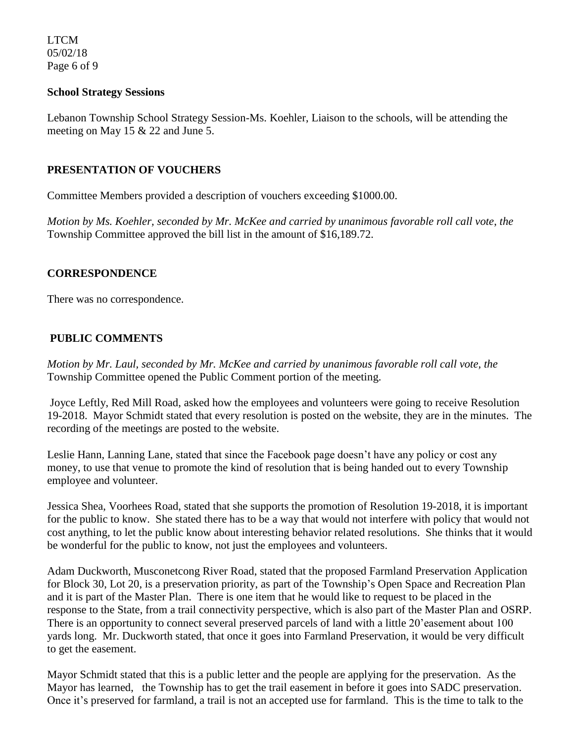**School Strategy Sessions**

Lebanon Township School Strategy Session-Ms. Koehler, Liaison to the schools, will be attending the meeting on May 15 & 22 and June 5.

## PRESENTATION OF VOUCHERS

Committee Members provided a description of vouchers exceeding $1000.00.

*Motion by Ms. Koehler, seconded by Mr. McKee and carried by unanimous favorable roll call vote, the* Township Committee approved the bill list in the amount of $16,189.72.

## CORRESPONDENCE

There was no correspondence.

## PUBLIC COMMENTS

*Motion by Mr. Laul, seconded by Mr. McKee and carried by unanimous favorable roll call vote, the* Township Committee opened the Public Comment portion of the meeting.

Joyce Leftly, Red Mill Road, asked how the employees and volunteers were going to receive Resolution 19-2018. Mayor Schmidt stated that every resolution is posted on the website, they are in the minutes. The recording of the meetings are posted to the website.

Leslie Hann, Lanning Lane, stated that since the Facebook page doesn't have any policy or cost any money, to use that venue to promote the kind of resolution that is being handed out to every Township employee and volunteer.

Jessica Shea, Voorhees Road, stated that she supports the promotion of Resolution 19-2018, it is important for the public to know. She stated there has to be a way that would not interfere with policy that would not cost anything, to let the public know about interesting behavior related resolutions. She thinks that it would be wonderful for the public to know, not just the employees and volunteers.

Adam Duckworth, Musconetcong River Road, stated that the proposed Farmland Preservation Application for Block 30, Lot 20, is a preservation priority, as part of the Township's Open Space and Recreation Plan and it is part of the Master Plan. There is one item that he would like to request to be placed in the response to the State, from a trail connectivity perspective, which is also part of the Master Plan and OSRP. There is an opportunity to connect several preserved parcels of land with a little 20'easement about 100 yards long. Mr. Duckworth stated, that once it goes into Farmland Preservation, it would be very difficult to get the easement.

Mayor Schmidt stated that this is a public letter and the people are applying for the preservation. As the Mayor has learned, the Township has to get the trail easement in before it goes into SADC preservation. Once it's preserved for farmland, a trail is not an accepted use for farmland. This is the time to talk to the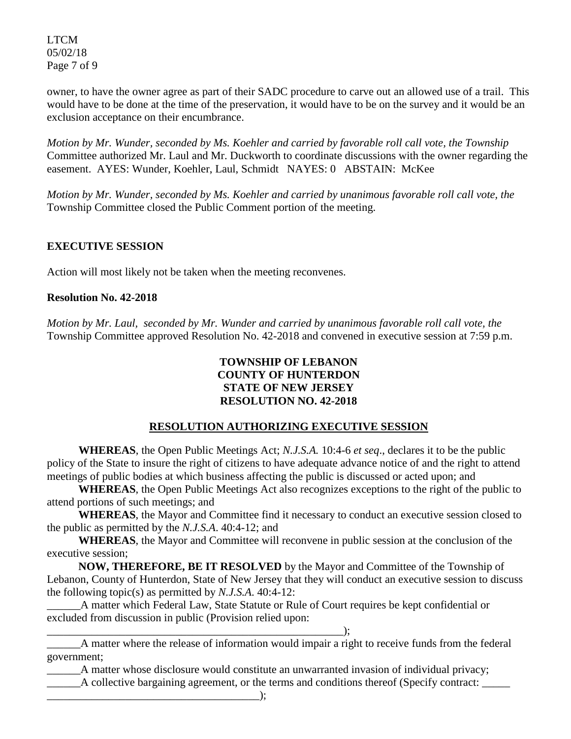owner, to have the owner agree as part of their SADC procedure to carve out an allowed use of a trail. This would have to be done at the time of the preservation, it would have to be on the survey and it would be an exclusion acceptance on their encumbrance.

*Motion by Mr. Wunder, seconded by Ms. Koehler and carried by favorable roll call vote, the Township* Committee authorized Mr. Laul and Mr. Duckworth to coordinate discussions with the owner regarding the easement. AYES: Wunder, Koehler, Laul, Schmidt NAYES: 0 ABSTAIN: McKee

*Motion by Mr. Wunder, seconded by Ms. Koehler and carried by unanimous favorable roll call vote, the* Township Committee closed the Public Comment portion of the meeting.

**EXECUTIVE SESSION**

Action will most likely not be taken when the meeting reconvenes.

**Resolution No. 42-2018**

*Motion by Mr. Laul, seconded by Mr. Wunder and carried by unanimous favorable roll call vote, the* Township Committee approved Resolution No. 42-2018 and convened in executive session at 7:59 p.m.

**TOWNSHIP OF LEBANON**
**COUNTY OF HUNTERDON**
**STATE OF NEW JERSEY**
**RESOLUTION NO. 42-2018**

**RESOLUTION AUTHORIZING EXECUTIVE SESSION**

**WHEREAS**, the Open Public Meetings Act; *N.J.S.A.* 10:4-6 *et seq*., declares it to be the public policy of the State to insure the right of citizens to have adequate advance notice of and the right to attend meetings of public bodies at which business affecting the public is discussed or acted upon; and

**WHEREAS**, the Open Public Meetings Act also recognizes exceptions to the right of the public to attend portions of such meetings; and

**WHEREAS**, the Mayor and Committee find it necessary to conduct an executive session closed to the public as permitted by the *N.J.S.A*. 40:4-12; and

**WHEREAS**, the Mayor and Committee will reconvene in public session at the conclusion of the executive session;

**NOW, THEREFORE, BE IT RESOLVED** by the Mayor and Committee of the Township of Lebanon, County of Hunterdon, State of New Jersey that they will conduct an executive session to discuss the following topic(s) as permitted by *N.J.S.A*. 40:4-12:

______A matter which Federal Law, State Statute or Rule of Court requires be kept confidential or excluded from discussion in public (Provision relied upon: ________________________________________________________);

______A matter where the release of information would impair a right to receive funds from the federal government;

______A matter whose disclosure would constitute an unwarranted invasion of individual privacy;

______A collective bargaining agreement, or the terms and conditions thereof (Specify contract: _____ ______________________________________);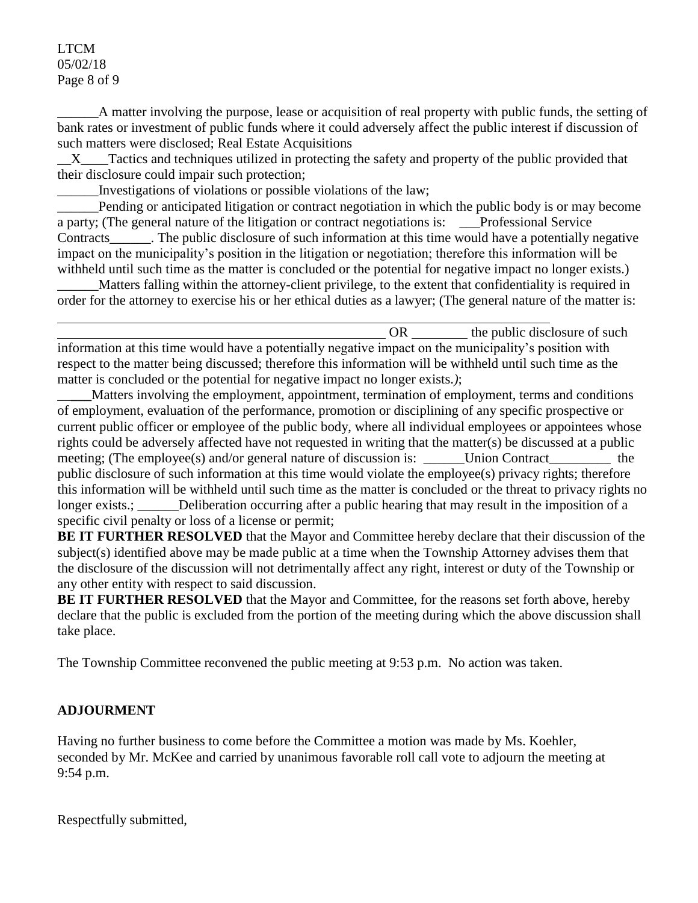______A matter involving the purpose, lease or acquisition of real property with public funds, the setting of bank rates or investment of public funds where it could adversely affect the public interest if discussion of such matters were disclosed; Real Estate Acquisitions

__X____Tactics and techniques utilized in protecting the safety and property of the public provided that their disclosure could impair such protection;

______Investigations of violations or possible violations of the law;

______Pending or anticipated litigation or contract negotiation in which the public body is or may become a party; (The general nature of the litigation or contract negotiations is: ___Professional Service Contracts______. The public disclosure of such information at this time would have a potentially negative impact on the municipality's position in the litigation or negotiation; therefore this information will be withheld until such time as the matter is concluded or the potential for negative impact no longer exists.)

______Matters falling within the attorney-client privilege, to the extent that confidentiality is required in order for the attorney to exercise his or her ethical duties as a lawyer; (The general nature of the matter is:

________________________________________________ OR ________ the public disclosure of such information at this time would have a potentially negative impact on the municipality's position with respect to the matter being discussed; therefore this information will be withheld until such time as the matter is concluded or the potential for negative impact no longer exists.*)*;

_____Matters involving the employment, appointment, termination of employment, terms and conditions of employment, evaluation of the performance, promotion or disciplining of any specific prospective or current public officer or employee of the public body, where all individual employees or appointees whose rights could be adversely affected have not requested in writing that the matter(s) be discussed at a public meeting; (The employee(s) and/or general nature of discussion is: ______Union Contract_________ the public disclosure of such information at this time would violate the employee(s) privacy rights; therefore this information will be withheld until such time as the matter is concluded or the threat to privacy rights no longer exists.; ______Deliberation occurring after a public hearing that may result in the imposition of a specific civil penalty or loss of a license or permit;

**BE IT FURTHER RESOLVED** that the Mayor and Committee hereby declare that their discussion of the subject(s) identified above may be made public at a time when the Township Attorney advises them that the disclosure of the discussion will not detrimentally affect any right, interest or duty of the Township or any other entity with respect to said discussion.

**BE IT FURTHER RESOLVED** that the Mayor and Committee, for the reasons set forth above, hereby declare that the public is excluded from the portion of the meeting during which the above discussion shall take place.

The Township Committee reconvened the public meeting at 9:53 p.m. No action was taken.

## ADJOURMENT

Having no further business to come before the Committee a motion was made by Ms. Koehler, seconded by Mr. McKee and carried by unanimous favorable roll call vote to adjourn the meeting at 9:54 p.m.

Respectfully submitted,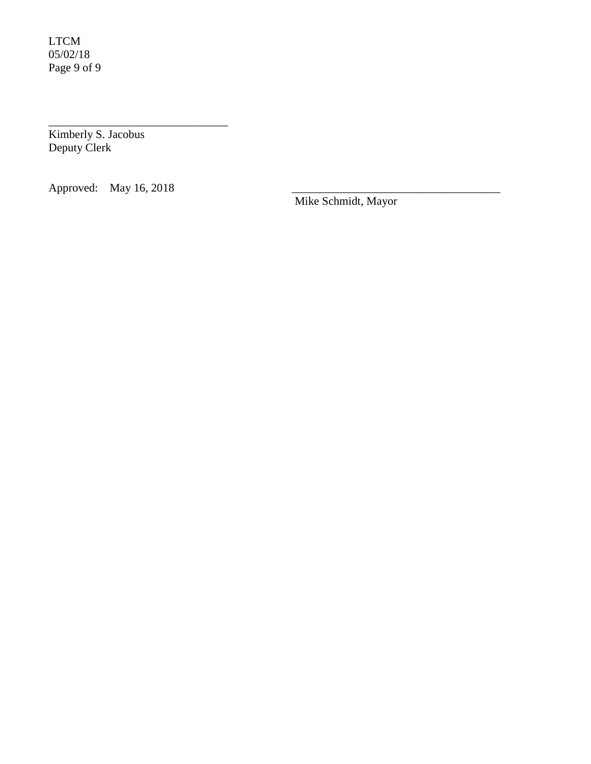\_\_\_\_\_\_\_\_\_\_\_\_\_\_\_\_\_\_\_\_\_\_\_\_\_\_\_\_\_\_\_\_

Kimberly S. Jacobus
Deputy Clerk

Approved: May 16, 2018

\_\_\_\_\_\_\_\_\_\_\_\_\_\_\_\_\_\_\_\_\_\_\_\_\_\_\_\_\_\_\_\_\_\_\_\_\_

Mike Schmidt, Mayor